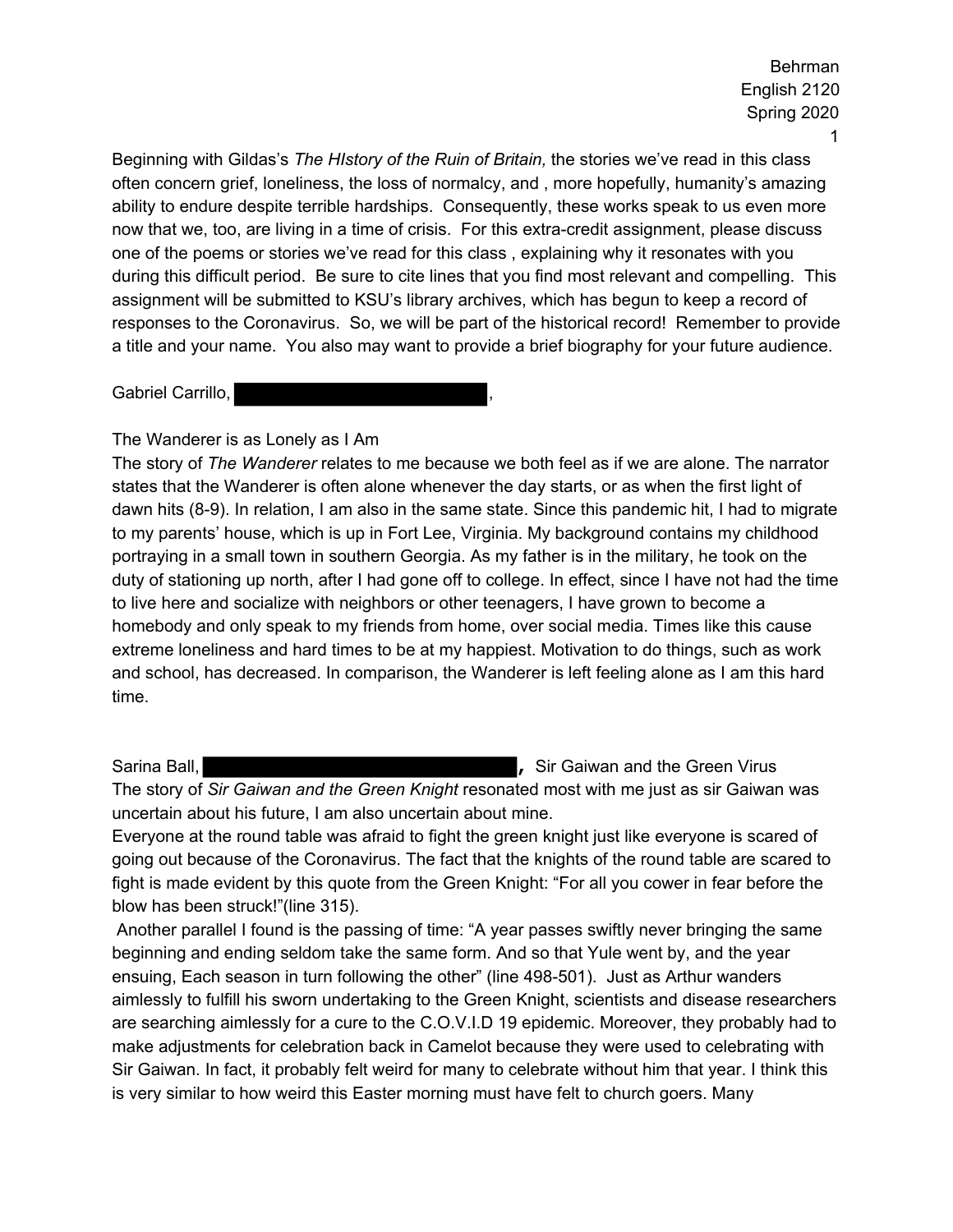Beginning with Gildas's *The HIstory of the Ruin of Britain,* the stories we've read in this class often concern grief, loneliness, the loss of normalcy, and , more hopefully, humanity's amazing ability to endure despite terrible hardships. Consequently, these works speak to us even more now that we, too, are living in a time of crisis. For this extra-credit assignment, please discuss one of the poems or stories we've read for this class , explaining why it resonates with you during this difficult period. Be sure to cite lines that you find most relevant and compelling. This assignment will be submitted to KSU's library archives, which has begun to keep a record of responses to the Coronavirus. So, we will be part of the historical record! Remember to provide a title and your name. You also may want to provide a brief biography for your future audience.

Gabriel Carrillo, ,

The Wanderer is as Lonely as I Am

The story of *The Wanderer* relates to me because we both feel as if we are alone. The narrator states that the Wanderer is often alone whenever the day starts, or as when the first light of dawn hits (8-9). In relation, I am also in the same state. Since this pandemic hit, I had to migrate to my parents' house, which is up in Fort Lee, Virginia. My background contains my childhood portraying in a small town in southern Georgia. As my father is in the military, he took on the duty of stationing up north, after I had gone off to college. In effect, since I have not had the time to live here and socialize with neighbors or other teenagers, I have grown to become a homebody and only speak to my friends from home, over social media. Times like this cause extreme loneliness and hard times to be at my happiest. Motivation to do things, such as work and school, has decreased. In comparison, the Wanderer is left feeling alone as I am this hard time.

Sarina Ball, **,** Sir Gaiwan and the Green Virus

The story of *Sir Gaiwan and the Green Knight* resonated most with me just as sir Gaiwan was uncertain about his future, I am also uncertain about mine.

Everyone at the round table was afraid to fight the green knight just like everyone is scared of going out because of the Coronavirus. The fact that the knights of the round table are scared to fight is made evident by this quote from the Green Knight: "For all you cower in fear before the blow has been struck!"(line 315).

Another parallel I found is the passing of time: "A year passes swiftly never bringing the same beginning and ending seldom take the same form. And so that Yule went by, and the year ensuing, Each season in turn following the other" (line 498-501). Just as Arthur wanders aimlessly to fulfill his sworn undertaking to the Green Knight, scientists and disease researchers are searching aimlessly for a cure to the C.O.V.I.D 19 epidemic. Moreover, they probably had to make adjustments for celebration back in Camelot because they were used to celebrating with Sir Gaiwan. In fact, it probably felt weird for many to celebrate without him that year. I think this is very similar to how weird this Easter morning must have felt to church goers. Many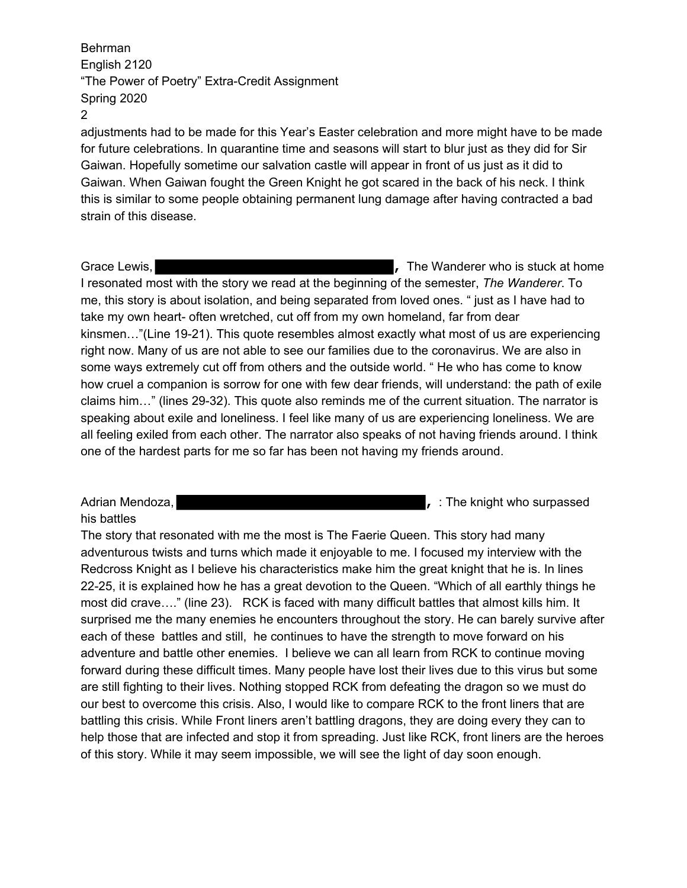adjustments had to be made for this Year's Easter celebration and more might have to be made for future celebrations. In quarantine time and seasons will start to blur just as they did for Sir Gaiwan. Hopefully sometime our salvation castle will appear in front of us just as it did to Gaiwan. When Gaiwan fought the Green Knight he got scared in the back of his neck. I think this is similar to some people obtaining permanent lung damage after having contracted a bad strain of this disease.

Grace Lewis, ██████████████████, The Wanderer who is stuck at home

I resonated most with the story we read at the beginning of the semester, *The Wanderer*. To me, this story is about isolation, and being separated from loved ones. " just as I have had to take my own heart- often wretched, cut off from my own homeland, far from dear kinsmen…"(Line 19-21). This quote resembles almost exactly what most of us are experiencing right now. Many of us are not able to see our families due to the coronavirus. We are also in some ways extremely cut off from others and the outside world. " He who has come to know how cruel a companion is sorrow for one with few dear friends, will understand: the path of exile claims him…" (lines 29-32). This quote also reminds me of the current situation. The narrator is speaking about exile and loneliness. I feel like many of us are experiencing loneliness. We are all feeling exiled from each other. The narrator also speaks of not having friends around. I think one of the hardest parts for me so far has been not having my friends around.

Adrian Mendoza, ██████████████████, : The knight who surpassed his battles

The story that resonated with me the most is The Faerie Queen. This story had many adventurous twists and turns which made it enjoyable to me. I focused my interview with the Redcross Knight as I believe his characteristics make him the great knight that he is. In lines 22-25, it is explained how he has a great devotion to the Queen. "Which of all earthly things he most did crave…." (line 23). RCK is faced with many difficult battles that almost kills him. It surprised me the many enemies he encounters throughout the story. He can barely survive after each of these battles and still, he continues to have the strength to move forward on his adventure and battle other enemies. I believe we can all learn from RCK to continue moving forward during these difficult times. Many people have lost their lives due to this virus but some are still fighting to their lives. Nothing stopped RCK from defeating the dragon so we must do our best to overcome this crisis. Also, I would like to compare RCK to the front liners that are battling this crisis. While Front liners aren't battling dragons, they are doing every they can to help those that are infected and stop it from spreading. Just like RCK, front liners are the heroes of this story. While it may seem impossible, we will see the light of day soon enough.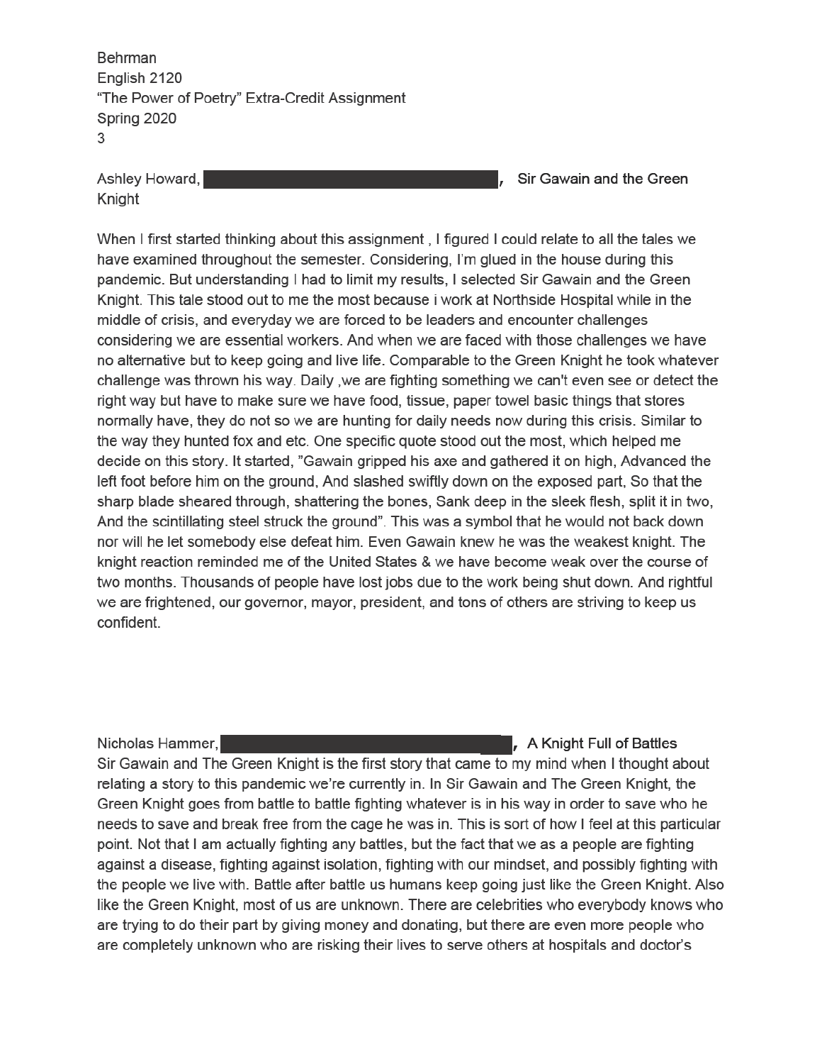Ashley Howard, ████████████████, **Sir Gawain and the Green Knight**

When I first started thinking about this assignment , I figured I could relate to all the tales we have examined throughout the semester. Considering, I'm glued in the house during this pandemic. But understanding I had to limit my results, I selected Sir Gawain and the Green Knight. This tale stood out to me the most because i work at Northside Hospital while in the middle of crisis, and everyday we are forced to be leaders and encounter challenges considering we are essential workers. And when we are faced with those challenges we have no alternative but to keep going and live life. Comparable to the Green Knight he took whatever challenge was thrown his way. Daily ,we are fighting something we can't even see or detect the right way but have to make sure we have food, tissue, paper towel basic things that stores normally have, they do not so we are hunting for daily needs now during this crisis. Similar to the way they hunted fox and etc. One specific quote stood out the most, which helped me decide on this story. It started, "Gawain gripped his axe and gathered it on high, Advanced the left foot before him on the ground, And slashed swiftly down on the exposed part, So that the sharp blade sheared through, shattering the bones, Sank deep in the sleek flesh, split it in two, And the scintillating steel struck the ground". This was a symbol that he would not back down nor will he let somebody else defeat him. Even Gawain knew he was the weakest knight. The knight reaction reminded me of the United States & we have become weak over the course of two months. Thousands of people have lost jobs due to the work being shut down. And rightful we are frightened, our governor, mayor, president, and tons of others are striving to keep us confident.

Nicholas Hammer, ████████████████, **A Knight Full of Battles**

Sir Gawain and The Green Knight is the first story that came to my mind when I thought about relating a story to this pandemic we're currently in. In Sir Gawain and The Green Knight, the Green Knight goes from battle to battle fighting whatever is in his way in order to save who he needs to save and break free from the cage he was in. This is sort of how I feel at this particular point. Not that I am actually fighting any battles, but the fact that we as a people are fighting against a disease, fighting against isolation, fighting with our mindset, and possibly fighting with the people we live with. Battle after battle us humans keep going just like the Green Knight. Also like the Green Knight, most of us are unknown. There are celebrities who everybody knows who are trying to do their part by giving money and donating, but there are even more people who are completely unknown who are risking their lives to serve others at hospitals and doctor's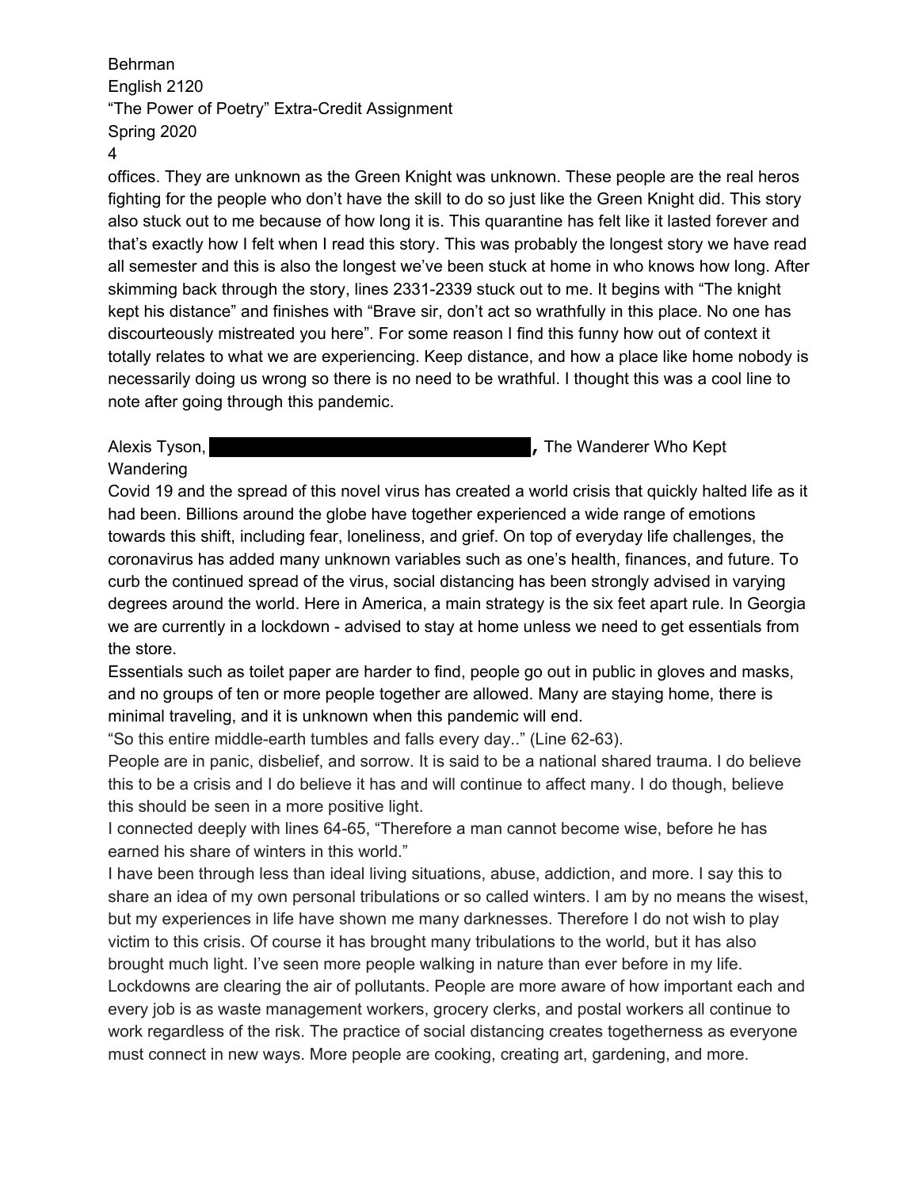offices. They are unknown as the Green Knight was unknown. These people are the real heros fighting for the people who don't have the skill to do so just like the Green Knight did. This story also stuck out to me because of how long it is. This quarantine has felt like it lasted forever and that's exactly how I felt when I read this story. This was probably the longest story we have read all semester and this is also the longest we've been stuck at home in who knows how long. After skimming back through the story, lines 2331-2339 stuck out to me. It begins with "The knight kept his distance" and finishes with "Brave sir, don't act so wrathfully in this place. No one has discourteously mistreated you here". For some reason I find this funny how out of context it totally relates to what we are experiencing. Keep distance, and how a place like home nobody is necessarily doing us wrong so there is no need to be wrathful. I thought this was a cool line to note after going through this pandemic.

Alexis Tyson, [REDACTED], The Wanderer Who Kept Wandering

Covid 19 and the spread of this novel virus has created a world crisis that quickly halted life as it had been. Billions around the globe have together experienced a wide range of emotions towards this shift, including fear, loneliness, and grief. On top of everyday life challenges, the coronavirus has added many unknown variables such as one's health, finances, and future. To curb the continued spread of the virus, social distancing has been strongly advised in varying degrees around the world. Here in America, a main strategy is the six feet apart rule. In Georgia we are currently in a lockdown - advised to stay at home unless we need to get essentials from the store.

Essentials such as toilet paper are harder to find, people go out in public in gloves and masks, and no groups of ten or more people together are allowed. Many are staying home, there is minimal traveling, and it is unknown when this pandemic will end.

"So this entire middle-earth tumbles and falls every day.." (Line 62-63).

People are in panic, disbelief, and sorrow. It is said to be a national shared trauma. I do believe this to be a crisis and I do believe it has and will continue to affect many. I do though, believe this should be seen in a more positive light.

I connected deeply with lines 64-65, "Therefore a man cannot become wise, before he has earned his share of winters in this world."

I have been through less than ideal living situations, abuse, addiction, and more. I say this to share an idea of my own personal tribulations or so called winters. I am by no means the wisest, but my experiences in life have shown me many darknesses. Therefore I do not wish to play victim to this crisis. Of course it has brought many tribulations to the world, but it has also brought much light. I've seen more people walking in nature than ever before in my life. Lockdowns are clearing the air of pollutants. People are more aware of how important each and every job is as waste management workers, grocery clerks, and postal workers all continue to work regardless of the risk. The practice of social distancing creates togetherness as everyone must connect in new ways. More people are cooking, creating art, gardening, and more.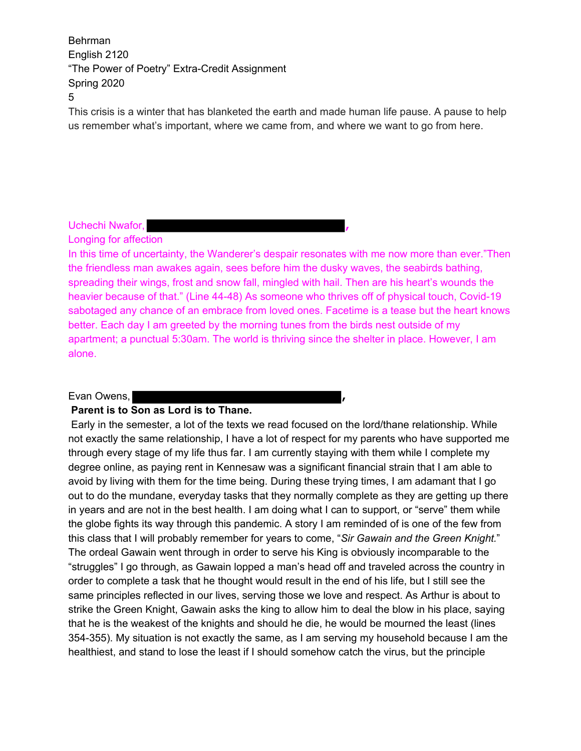This crisis is a winter that has blanketed the earth and made human life pause. A pause to help us remember what's important, where we came from, and where we want to go from here.

Uchechi Nwafor, ██████████,

Longing for affection

In this time of uncertainty, the Wanderer's despair resonates with me now more than ever."Then the friendless man awakes again, sees before him the dusky waves, the seabirds bathing, spreading their wings, frost and snow fall, mingled with hail. Then are his heart's wounds the heavier because of that." (Line 44-48) As someone who thrives off of physical touch, Covid-19 sabotaged any chance of an embrace from loved ones. Facetime is a tease but the heart knows better. Each day I am greeted by the morning tunes from the birds nest outside of my apartment; a punctual 5:30am. The world is thriving since the shelter in place. However, I am alone.

Evan Owens, ██████████,

**Parent is to Son as Lord is to Thane.**

Early in the semester, a lot of the texts we read focused on the lord/thane relationship. While not exactly the same relationship, I have a lot of respect for my parents who have supported me through every stage of my life thus far. I am currently staying with them while I complete my degree online, as paying rent in Kennesaw was a significant financial strain that I am able to avoid by living with them for the time being. During these trying times, I am adamant that I go out to do the mundane, everyday tasks that they normally complete as they are getting up there in years and are not in the best health. I am doing what I can to support, or "serve" them while the globe fights its way through this pandemic. A story I am reminded of is one of the few from this class that I will probably remember for years to come, "*Sir Gawain and the Green Knight*." The ordeal Gawain went through in order to serve his King is obviously incomparable to the "struggles" I go through, as Gawain lopped a man's head off and traveled across the country in order to complete a task that he thought would result in the end of his life, but I still see the same principles reflected in our lives, serving those we love and respect. As Arthur is about to strike the Green Knight, Gawain asks the king to allow him to deal the blow in his place, saying that he is the weakest of the knights and should he die, he would be mourned the least (lines 354-355). My situation is not exactly the same, as I am serving my household because I am the healthiest, and stand to lose the least if I should somehow catch the virus, but the principle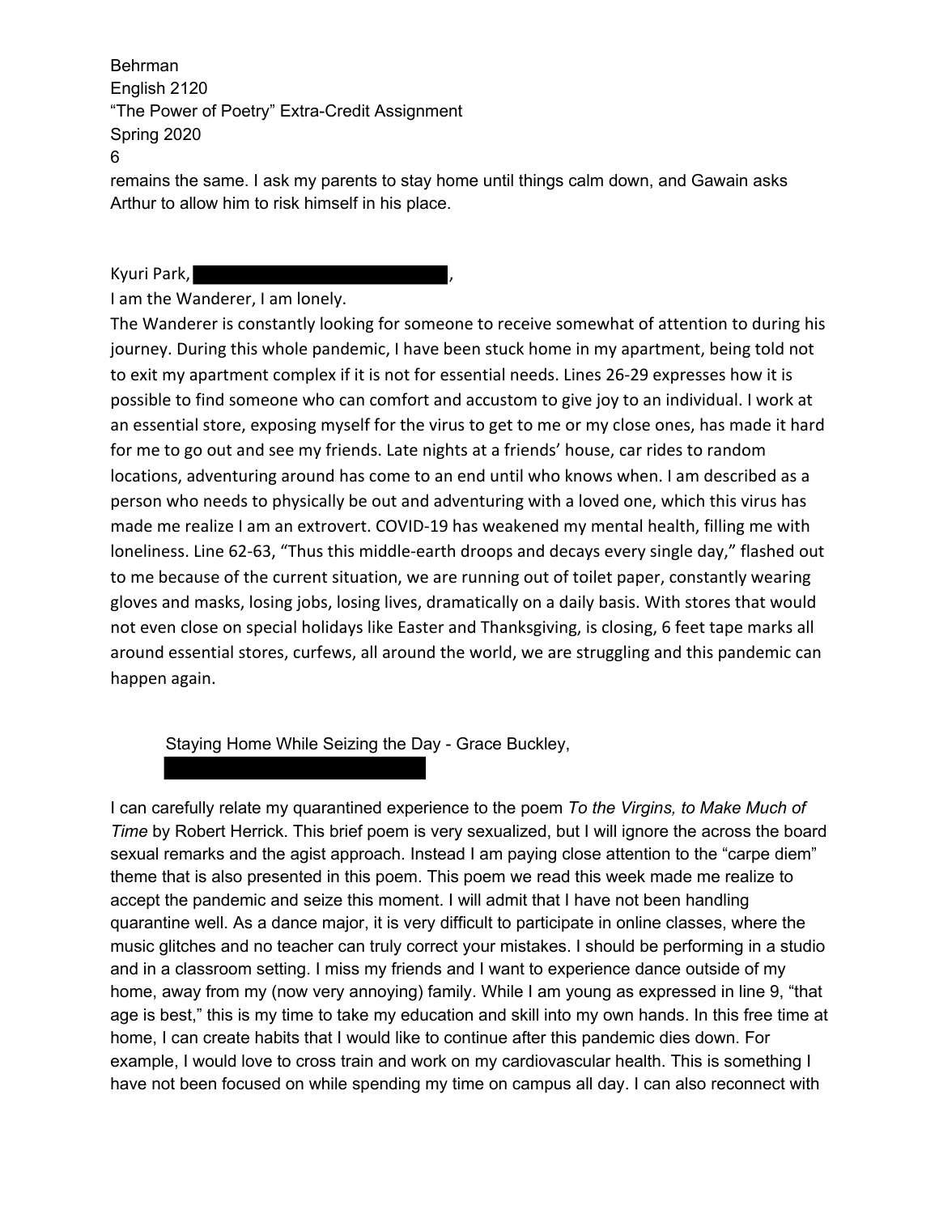remains the same. I ask my parents to stay home until things calm down, and Gawain asks Arthur to allow him to risk himself in his place.

Kyuri Park, ,

I am the Wanderer, I am lonely.

The Wanderer is constantly looking for someone to receive somewhat of attention to during his journey. During this whole pandemic, I have been stuck home in my apartment, being told not to exit my apartment complex if it is not for essential needs. Lines 26-29 expresses how it is possible to find someone who can comfort and accustom to give joy to an individual. I work at an essential store, exposing myself for the virus to get to me or my close ones, has made it hard for me to go out and see my friends. Late nights at a friends' house, car rides to random locations, adventuring around has come to an end until who knows when. I am described as a person who needs to physically be out and adventuring with a loved one, which this virus has made me realize I am an extrovert. COVID-19 has weakened my mental health, filling me with loneliness. Line 62-63, "Thus this middle-earth droops and decays every single day," flashed out to me because of the current situation, we are running out of toilet paper, constantly wearing gloves and masks, losing jobs, losing lives, dramatically on a daily basis. With stores that would not even close on special holidays like Easter and Thanksgiving, is closing, 6 feet tape marks all around essential stores, curfews, all around the world, we are struggling and this pandemic can happen again.

Staying Home While Seizing the Day - Grace Buckley,

I can carefully relate my quarantined experience to the poem *To the Virgins, to Make Much of Time* by Robert Herrick. This brief poem is very sexualized, but I will ignore the across the board sexual remarks and the agist approach. Instead I am paying close attention to the "carpe diem" theme that is also presented in this poem. This poem we read this week made me realize to accept the pandemic and seize this moment. I will admit that I have not been handling quarantine well. As a dance major, it is very difficult to participate in online classes, where the music glitches and no teacher can truly correct your mistakes. I should be performing in a studio and in a classroom setting. I miss my friends and I want to experience dance outside of my home, away from my (now very annoying) family. While I am young as expressed in line 9, "that age is best," this is my time to take my education and skill into my own hands. In this free time at home, I can create habits that I would like to continue after this pandemic dies down. For example, I would love to cross train and work on my cardiovascular health. This is something I have not been focused on while spending my time on campus all day. I can also reconnect with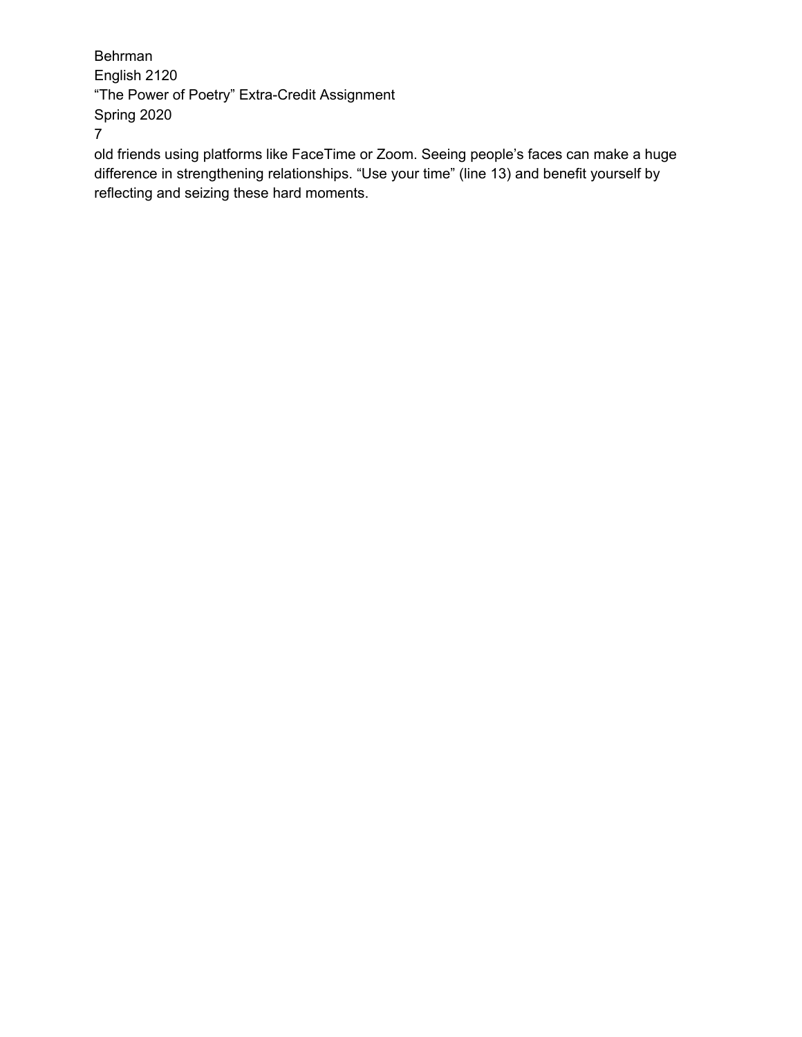old friends using platforms like FaceTime or Zoom. Seeing people's faces can make a huge difference in strengthening relationships. "Use your time" (line 13) and benefit yourself by reflecting and seizing these hard moments.